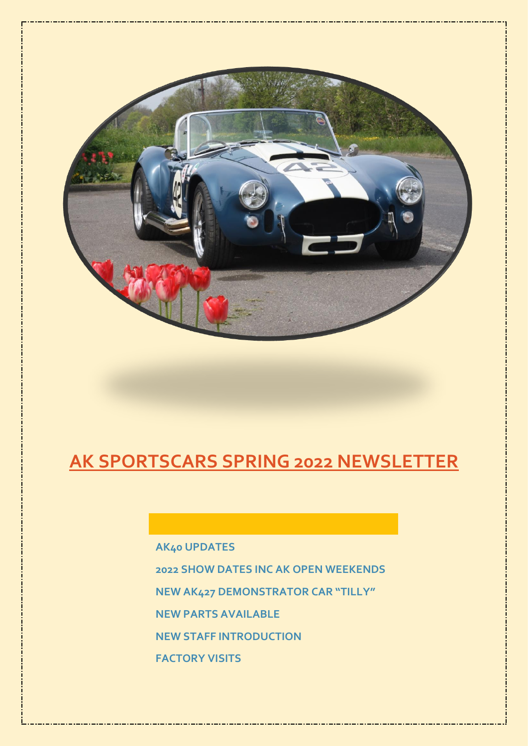# AK SPORTSCARS SPRING 2022 NEWSLETTER

**AK40 UPDATES**

**2022 SHOW DATES INC AK OPEN WEEKENDS**

**NEW AK427 DEMONSTRATOR CAR "TILLY"**

**NEW PARTS AVAILABLE**

**NEW STAFF INTRODUCTION**

**FACTORY VISITS**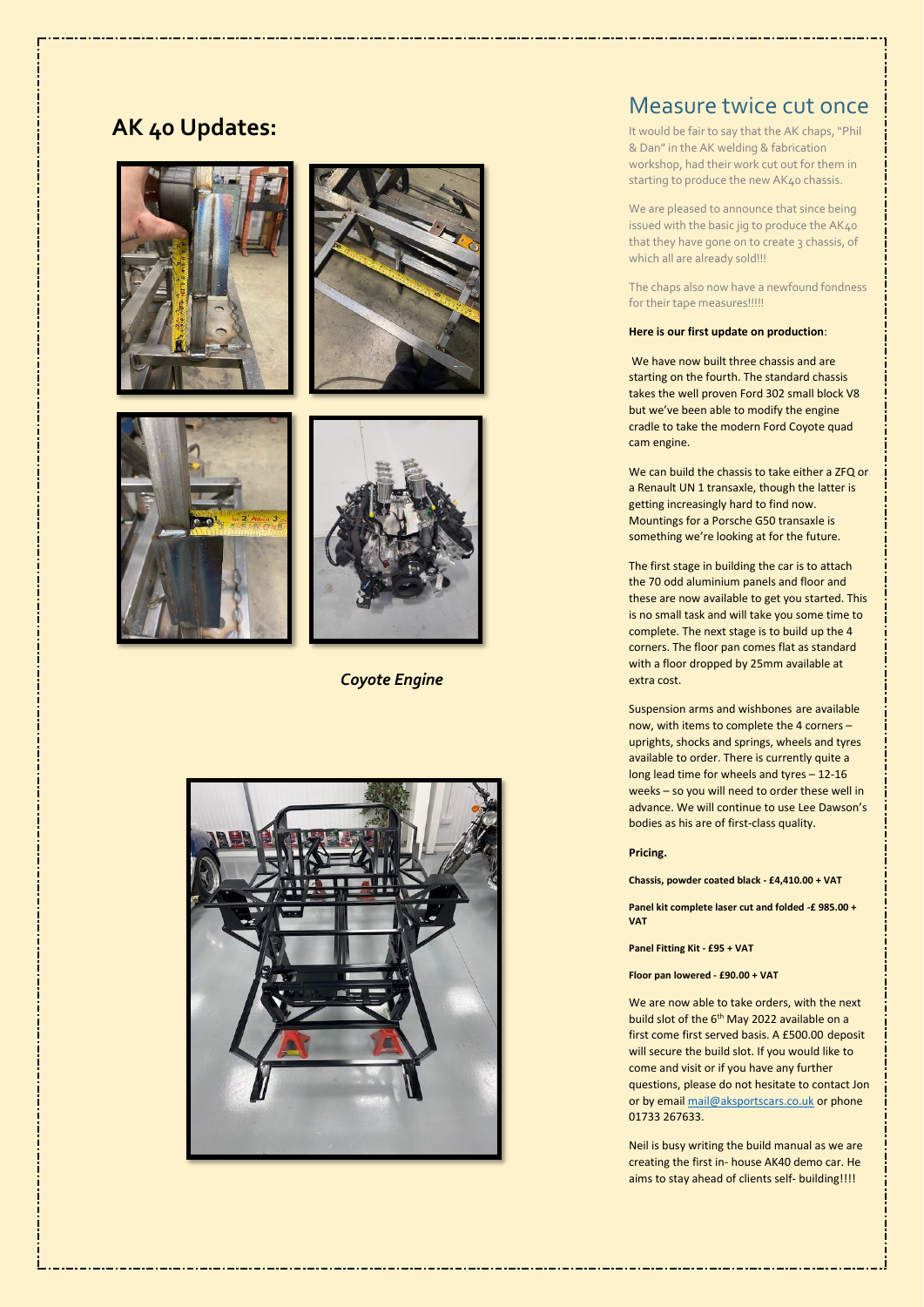## AK 40 Updates:

*Coyote Engine*

## Measure twice cut once

It would be fair to say that the AK chaps, "Phil & Dan" in the AK welding & fabrication workshop, had their work cut out for them in starting to produce the new AK40 chassis.

We are pleased to announce that since being issued with the basic jig to produce the AK40 that they have gone on to create 3 chassis, of which all are already sold!!!

The chaps also now have a newfound fondness for their tape measures!!!!!

**Here is our first update on production**:

We have now built three chassis and are starting on the fourth. The standard chassis takes the well proven Ford 302 small block V8 but we've been able to modify the engine cradle to take the modern Ford Coyote quad cam engine.

We can build the chassis to take either a ZFQ or a Renault UN 1 transaxle, though the latter is getting increasingly hard to find now. Mountings for a Porsche G50 transaxle is something we're looking at for the future.

The first stage in building the car is to attach the 70 odd aluminium panels and floor and these are now available to get you started. This is no small task and will take you some time to complete. The next stage is to build up the 4 corners. The floor pan comes flat as standard with a floor dropped by 25mm available at extra cost.

Suspension arms and wishbones are available now, with items to complete the 4 corners – uprights, shocks and springs, wheels and tyres available to order. There is currently quite a long lead time for wheels and tyres – 12-16 weeks – so you will need to order these well in advance. We will continue to use Lee Dawson's bodies as his are of first-class quality.

**Pricing.**

**Chassis, powder coated black - £4,410.00 + VAT**

**Panel kit complete laser cut and folded -£ 985.00 + VAT**

**Panel Fitting Kit - £95 + VAT**

**Floor pan lowered - £90.00 + VAT**

We are now able to take orders, with the next build slot of the 6th May 2022 available on a first come first served basis. A £500.00 deposit will secure the build slot. If you would like to come and visit or if you have any further questions, please do not hesitate to contact Jon or by email mail@aksportscars.co.uk or phone 01733 267633.

Neil is busy writing the build manual as we are creating the first in- house AK40 demo car. He aims to stay ahead of clients self- building!!!!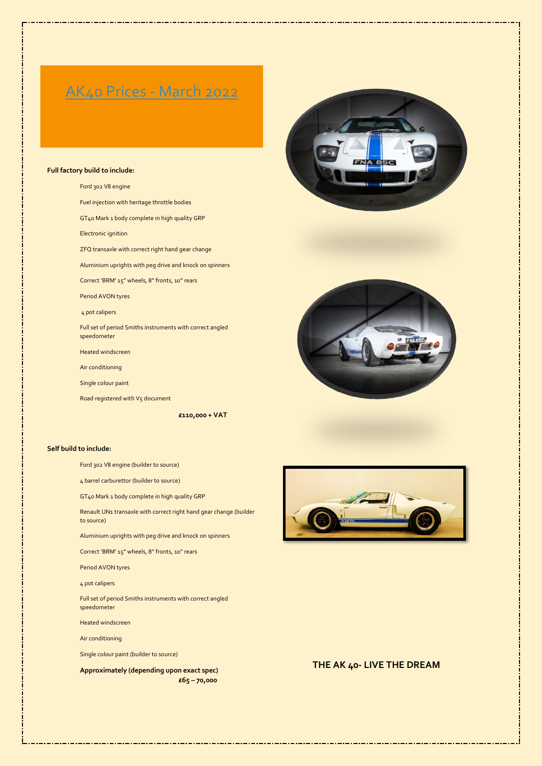# AK40 Prices - March 2022

**Full factory build to include:**

Ford 302 V8 engine

Fuel injection with heritage throttle bodies

GT40 Mark 1 body complete in high quality GRP

Electronic ignition

ZFQ transaxle with correct right hand gear change

Aluminium uprights with peg drive and knock on spinners

Correct 'BRM' 15" wheels, 8" fronts, 10" rears

Period AVON tyres

4 pot calipers

Full set of period Smiths instruments with correct angled speedometer

Heated windscreen

Air conditioning

Single colour paint

Road registered with V5 document

**£110,000 + VAT**

**Self build to include:**

Ford 302 V8 engine (builder to source)

4 barrel carburettor (builder to source)

GT40 Mark 1 body complete in high quality GRP

Renault UN1 transaxle with correct right hand gear change (builder to source)

Aluminium uprights with peg drive and knock on spinners

Correct 'BRM' 15" wheels, 8" fronts, 10" rears

Period AVON tyres

4 pot calipers

Full set of period Smiths instruments with correct angled speedometer

Heated windscreen

Air conditioning

Single colour paint (builder to source)

**Approximately (depending upon exact spec)**
**£65 – 70,000**

**THE AK 40- LIVE THE DREAM**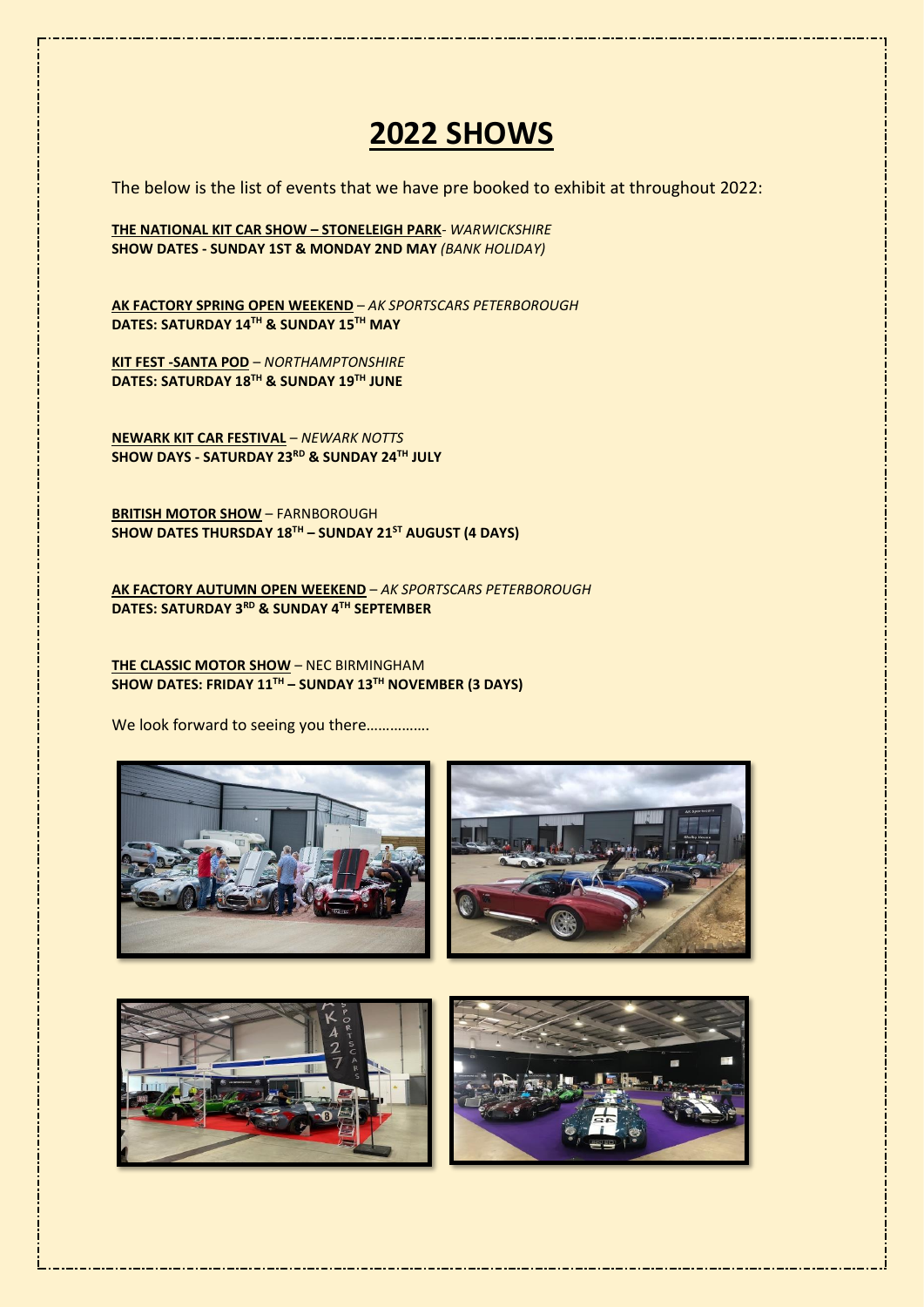# 2022 SHOWS

The below is the list of events that we have pre booked to exhibit at throughout 2022:

**THE NATIONAL KIT CAR SHOW – STONELEIGH PARK**- *WARWICKSHIRE*
**SHOW DATES - SUNDAY 1ST & MONDAY 2ND MAY** *(BANK HOLIDAY)*

**AK FACTORY SPRING OPEN WEEKEND** – *AK SPORTSCARS PETERBOROUGH*
**DATES: SATURDAY 14TH & SUNDAY 15TH MAY**

**KIT FEST -SANTA POD** – *NORTHAMPTONSHIRE*
**DATES: SATURDAY 18TH & SUNDAY 19TH JUNE**

**NEWARK KIT CAR FESTIVAL** – *NEWARK NOTTS*
**SHOW DAYS - SATURDAY 23RD & SUNDAY 24TH JULY**

**BRITISH MOTOR SHOW** – FARNBOROUGH
**SHOW DATES THURSDAY 18TH – SUNDAY 21ST AUGUST (4 DAYS)**

**AK FACTORY AUTUMN OPEN WEEKEND** – *AK SPORTSCARS PETERBOROUGH*
**DATES: SATURDAY 3RD & SUNDAY 4TH SEPTEMBER**

**THE CLASSIC MOTOR SHOW** – NEC BIRMINGHAM
**SHOW DATES: FRIDAY 11TH – SUNDAY 13TH NOVEMBER (3 DAYS)**

We look forward to seeing you there…………….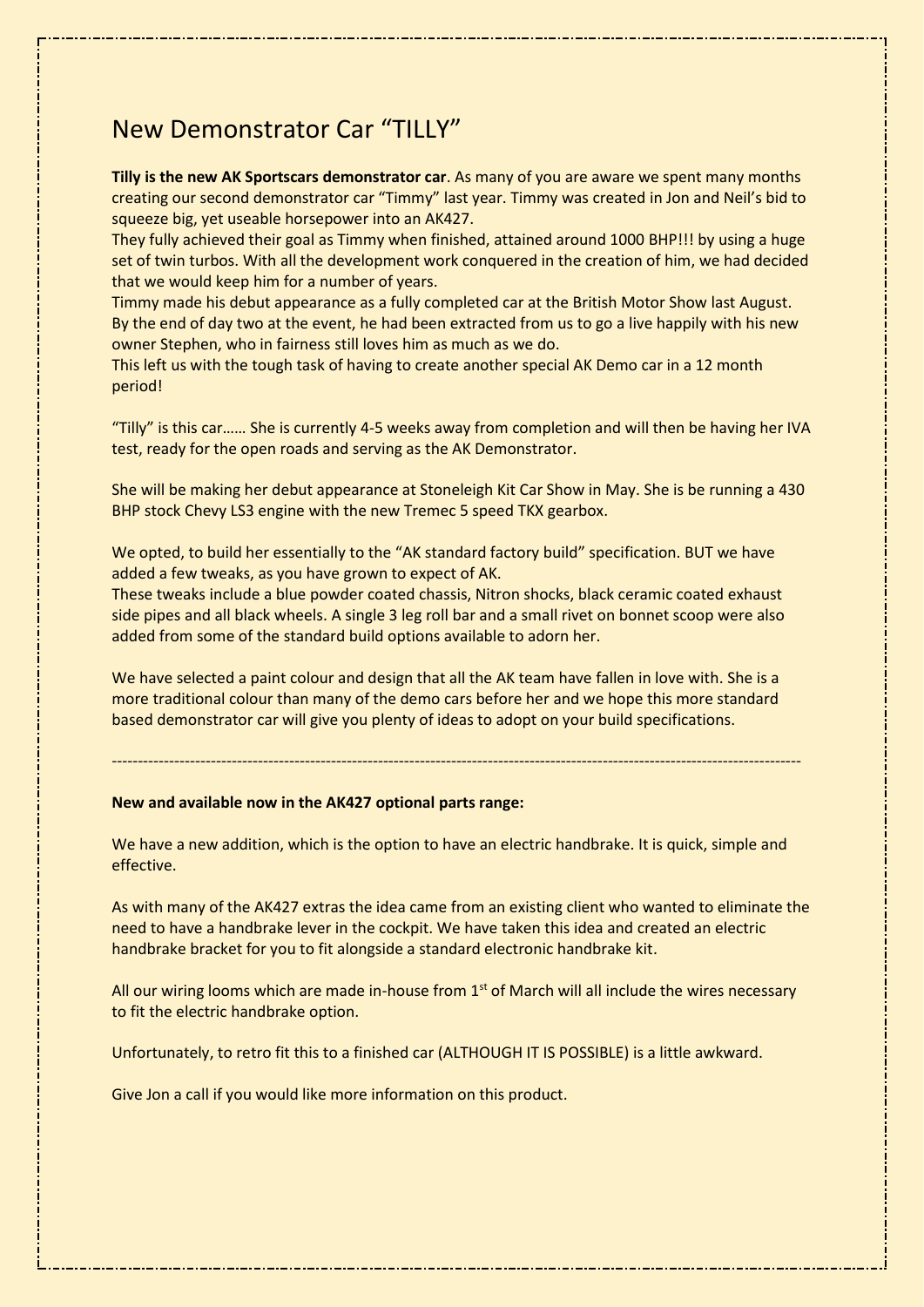# New Demonstrator Car "TILLY"

**Tilly is the new AK Sportscars demonstrator car**. As many of you are aware we spent many months creating our second demonstrator car "Timmy" last year. Timmy was created in Jon and Neil's bid to squeeze big, yet useable horsepower into an AK427.

They fully achieved their goal as Timmy when finished, attained around 1000 BHP!!! by using a huge set of twin turbos. With all the development work conquered in the creation of him, we had decided that we would keep him for a number of years.

Timmy made his debut appearance as a fully completed car at the British Motor Show last August. By the end of day two at the event, he had been extracted from us to go a live happily with his new owner Stephen, who in fairness still loves him as much as we do.

This left us with the tough task of having to create another special AK Demo car in a 12 month period!

"Tilly" is this car…… She is currently 4-5 weeks away from completion and will then be having her IVA test, ready for the open roads and serving as the AK Demonstrator.

She will be making her debut appearance at Stoneleigh Kit Car Show in May. She is be running a 430 BHP stock Chevy LS3 engine with the new Tremec 5 speed TKX gearbox.

We opted, to build her essentially to the "AK standard factory build" specification. BUT we have added a few tweaks, as you have grown to expect of AK.

These tweaks include a blue powder coated chassis, Nitron shocks, black ceramic coated exhaust side pipes and all black wheels. A single 3 leg roll bar and a small rivet on bonnet scoop were also added from some of the standard build options available to adorn her.

We have selected a paint colour and design that all the AK team have fallen in love with. She is a more traditional colour than many of the demo cars before her and we hope this more standard based demonstrator car will give you plenty of ideas to adopt on your build specifications.

---

**New and available now in the AK427 optional parts range:**

We have a new addition, which is the option to have an electric handbrake. It is quick, simple and effective.

As with many of the AK427 extras the idea came from an existing client who wanted to eliminate the need to have a handbrake lever in the cockpit. We have taken this idea and created an electric handbrake bracket for you to fit alongside a standard electronic handbrake kit.

All our wiring looms which are made in-house from 1st of March will all include the wires necessary to fit the electric handbrake option.

Unfortunately, to retro fit this to a finished car (ALTHOUGH IT IS POSSIBLE) is a little awkward.

Give Jon a call if you would like more information on this product.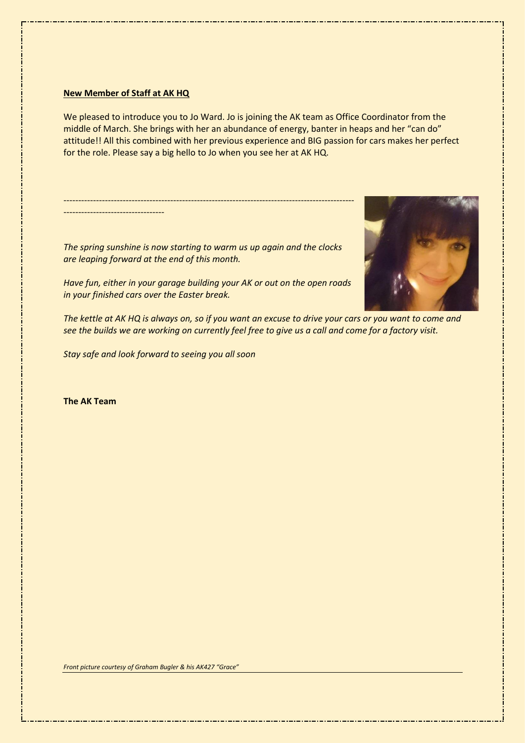**<u>New Member of Staff at AK HQ</u>**

We pleased to introduce you to Jo Ward. Jo is joining the AK team as Office Coordinator from the middle of March. She brings with her an abundance of energy, banter in heaps and her "can do" attitude!! All this combined with her previous experience and BIG passion for cars makes her perfect for the role. Please say a big hello to Jo when you see her at AK HQ.

---

*The spring sunshine is now starting to warm us up again and the clocks are leaping forward at the end of this month.*

*Have fun, either in your garage building your AK or out on the open roads in your finished cars over the Easter break.*

*The kettle at AK HQ is always on, so if you want an excuse to drive your cars or you want to come and see the builds we are working on currently feel free to give us a call and come for a factory visit.*

*Stay safe and look forward to seeing you all soon*

**The AK Team**

*Front picture courtesy of Graham Bugler & his AK427 "Grace"*